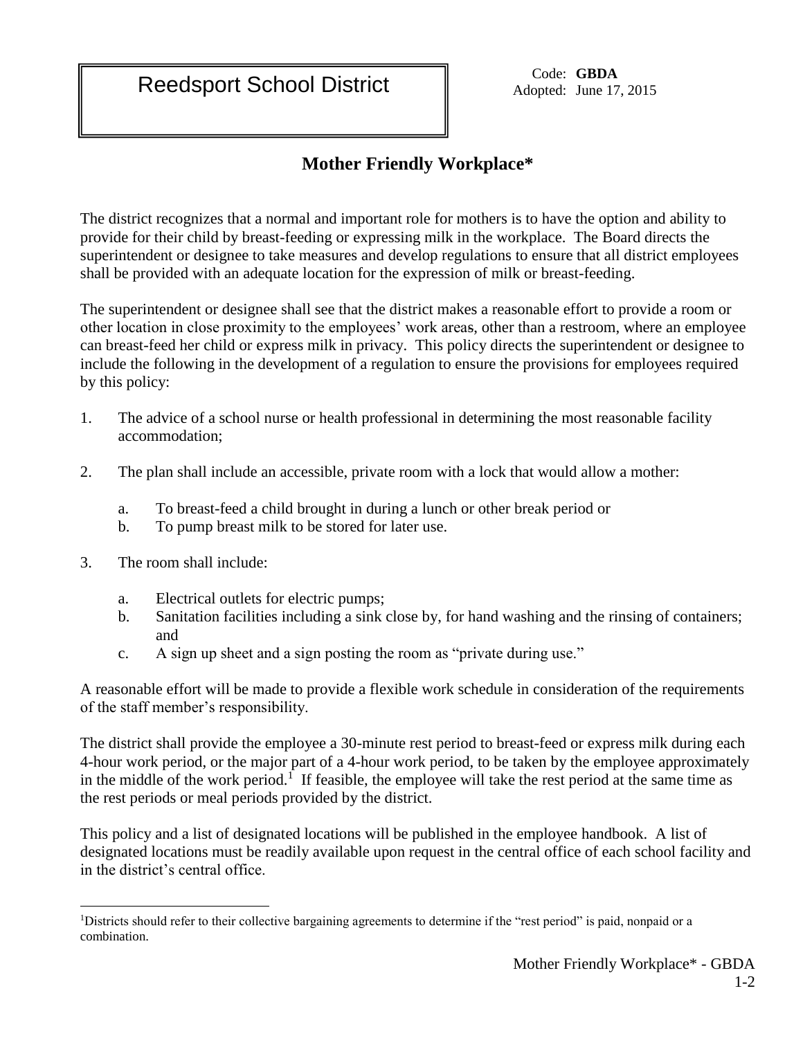Reedsport School District

Code: **GBDA**
Adopted: June 17, 2015

## Mother Friendly Workplace*

The district recognizes that a normal and important role for mothers is to have the option and ability to provide for their child by breast-feeding or expressing milk in the workplace. The Board directs the superintendent or designee to take measures and develop regulations to ensure that all district employees shall be provided with an adequate location for the expression of milk or breast-feeding.

The superintendent or designee shall see that the district makes a reasonable effort to provide a room or other location in close proximity to the employees' work areas, other than a restroom, where an employee can breast-feed her child or express milk in privacy. This policy directs the superintendent or designee to include the following in the development of a regulation to ensure the provisions for employees required by this policy:

1. The advice of a school nurse or health professional in determining the most reasonable facility accommodation;

2. The plan shall include an accessible, private room with a lock that would allow a mother:

   a. To breast-feed a child brought in during a lunch or other break period or
   b. To pump breast milk to be stored for later use.

3. The room shall include:

   a. Electrical outlets for electric pumps;
   b. Sanitation facilities including a sink close by, for hand washing and the rinsing of containers; and
   c. A sign up sheet and a sign posting the room as "private during use."

A reasonable effort will be made to provide a flexible work schedule in consideration of the requirements of the staff member's responsibility.

The district shall provide the employee a 30-minute rest period to breast-feed or express milk during each 4-hour work period, or the major part of a 4-hour work period, to be taken by the employee approximately in the middle of the work period.[1] If feasible, the employee will take the rest period at the same time as the rest periods or meal periods provided by the district.

This policy and a list of designated locations will be published in the employee handbook. A list of designated locations must be readily available upon request in the central office of each school facility and in the district's central office.

[1]Districts should refer to their collective bargaining agreements to determine if the "rest period" is paid, nonpaid or a combination.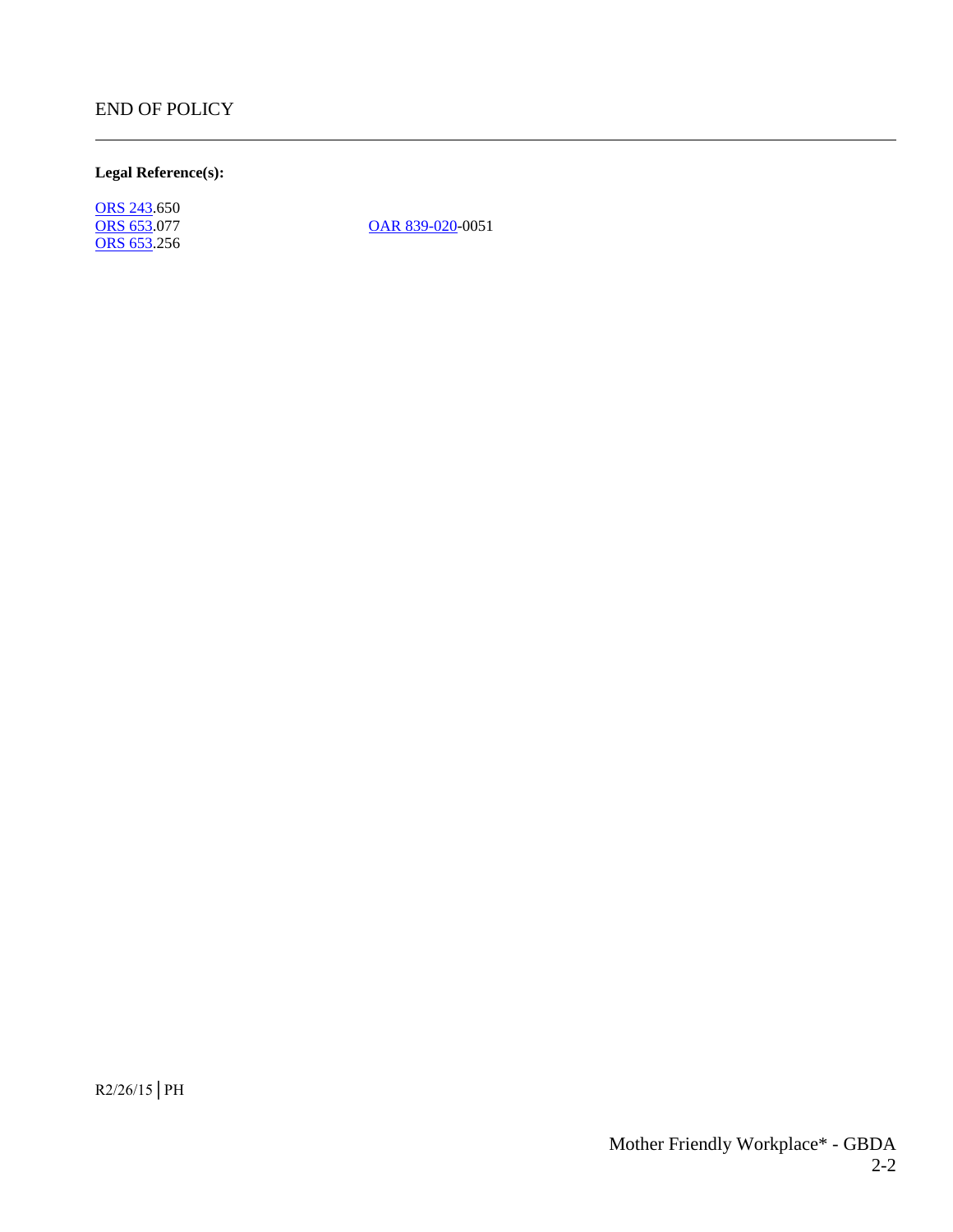END OF POLICY

---

**Legal Reference(s):**

ORS 243.650
ORS 653.077
ORS 653.256

OAR 839-020-0051

R2/26/15 | PH